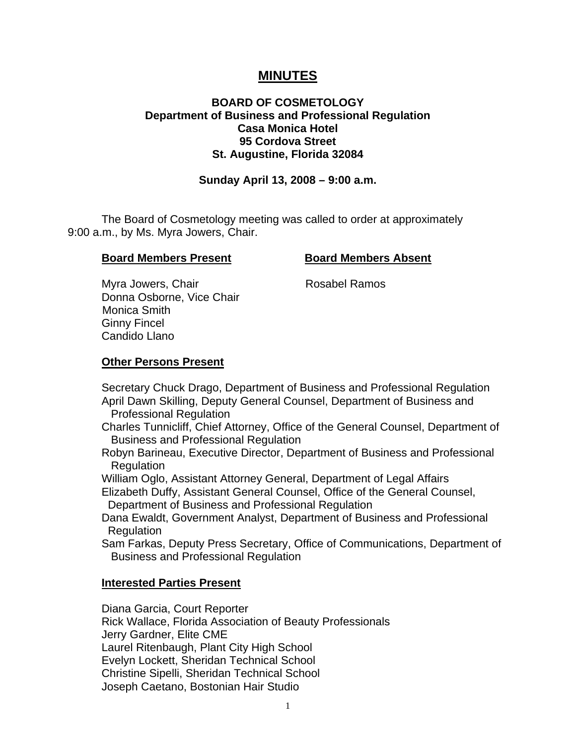# MINUTES

**BOARD OF COSMETOLOGY**
**Department of Business and Professional Regulation**
**Casa Monica Hotel**
**95 Cordova Street**
**St. Augustine, Florida 32084**

**Sunday April 13, 2008 – 9:00 a.m.**

The Board of Cosmetology meeting was called to order at approximately 9:00 a.m., by Ms. Myra Jowers, Chair.

| **Board Members Present** | **Board Members Absent** |
| --- | --- |
| Myra Jowers, Chair | Rosabel Ramos |
| Donna Osborne, Vice Chair | |
| Monica Smith | |
| Ginny Fincel | |
| Candido Llano | |

**Other Persons Present**

Secretary Chuck Drago, Department of Business and Professional Regulation
April Dawn Skilling, Deputy General Counsel, Department of Business and Professional Regulation
Charles Tunnicliff, Chief Attorney, Office of the General Counsel, Department of Business and Professional Regulation
Robyn Barineau, Executive Director, Department of Business and Professional Regulation
William Oglo, Assistant Attorney General, Department of Legal Affairs
Elizabeth Duffy, Assistant General Counsel, Office of the General Counsel, Department of Business and Professional Regulation
Dana Ewaldt, Government Analyst, Department of Business and Professional Regulation
Sam Farkas, Deputy Press Secretary, Office of Communications, Department of Business and Professional Regulation

**Interested Parties Present**

Diana Garcia, Court Reporter
Rick Wallace, Florida Association of Beauty Professionals
Jerry Gardner, Elite CME
Laurel Ritenbaugh, Plant City High School
Evelyn Lockett, Sheridan Technical School
Christine Sipelli, Sheridan Technical School
Joseph Caetano, Bostonian Hair Studio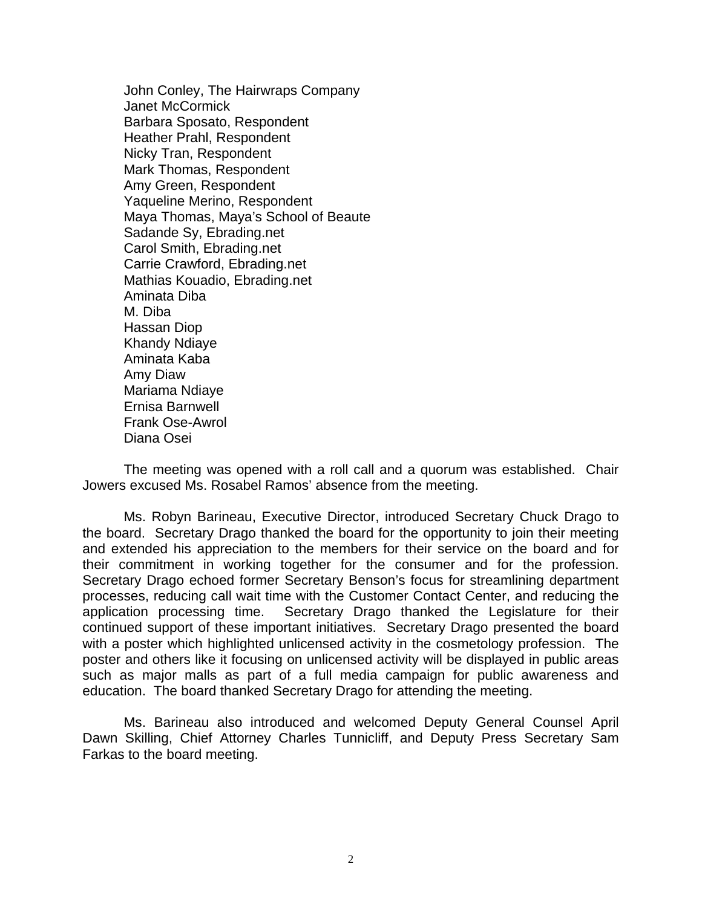John Conley, The Hairwraps Company
Janet McCormick
Barbara Sposato, Respondent
Heather Prahl, Respondent
Nicky Tran, Respondent
Mark Thomas, Respondent
Amy Green, Respondent
Yaqueline Merino, Respondent
Maya Thomas, Maya's School of Beaute
Sadande Sy, Ebrading.net
Carol Smith, Ebrading.net
Carrie Crawford, Ebrading.net
Mathias Kouadio, Ebrading.net
Aminata Diba
M. Diba
Hassan Diop
Khandy Ndiaye
Aminata Kaba
Amy Diaw
Mariama Ndiaye
Ernisa Barnwell
Frank Ose-Awrol
Diana Osei

The meeting was opened with a roll call and a quorum was established. Chair Jowers excused Ms. Rosabel Ramos' absence from the meeting.

Ms. Robyn Barineau, Executive Director, introduced Secretary Chuck Drago to the board. Secretary Drago thanked the board for the opportunity to join their meeting and extended his appreciation to the members for their service on the board and for their commitment in working together for the consumer and for the profession. Secretary Drago echoed former Secretary Benson's focus for streamlining department processes, reducing call wait time with the Customer Contact Center, and reducing the application processing time. Secretary Drago thanked the Legislature for their continued support of these important initiatives. Secretary Drago presented the board with a poster which highlighted unlicensed activity in the cosmetology profession. The poster and others like it focusing on unlicensed activity will be displayed in public areas such as major malls as part of a full media campaign for public awareness and education. The board thanked Secretary Drago for attending the meeting.

Ms. Barineau also introduced and welcomed Deputy General Counsel April Dawn Skilling, Chief Attorney Charles Tunnicliff, and Deputy Press Secretary Sam Farkas to the board meeting.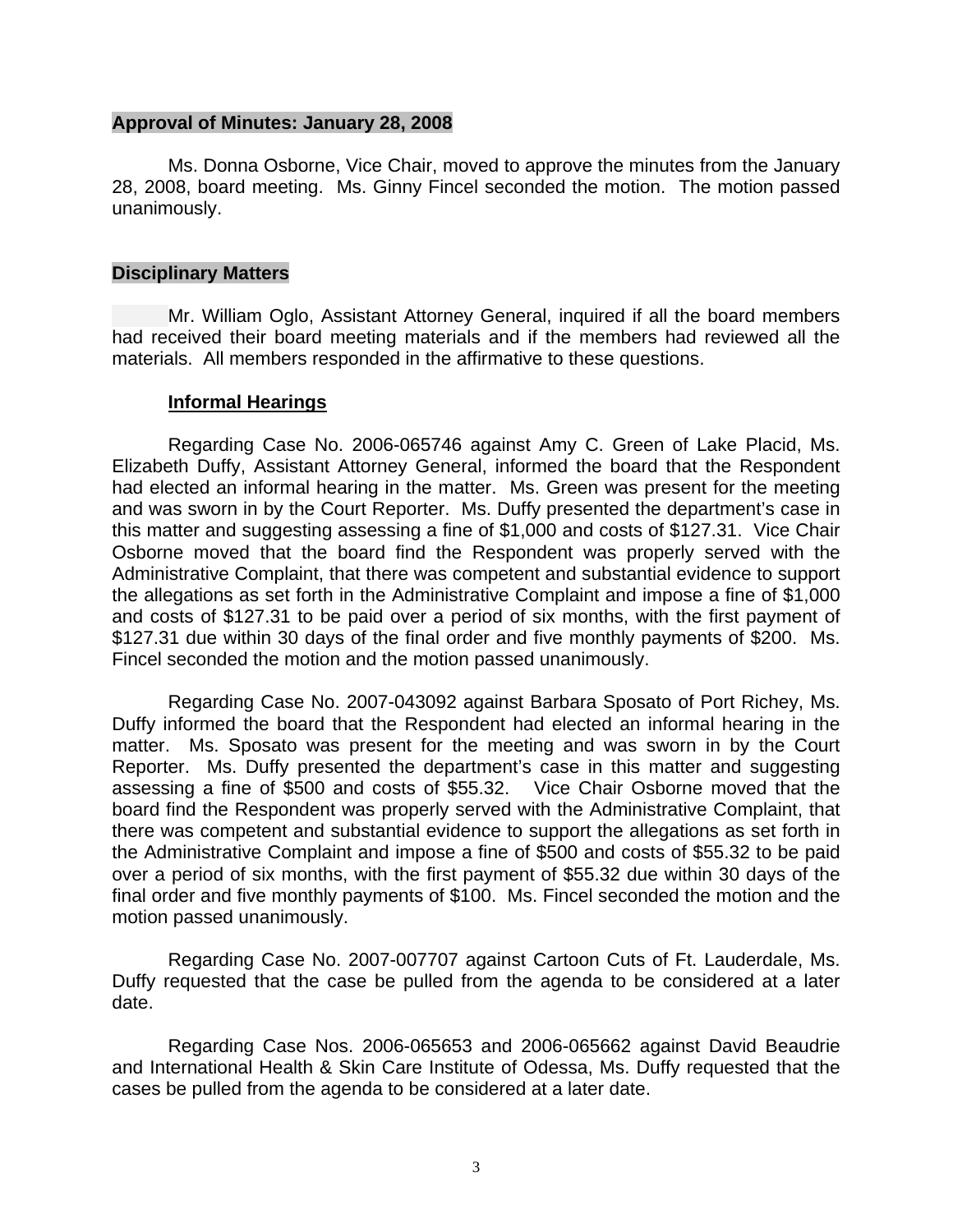**Approval of Minutes: January 28, 2008**

Ms. Donna Osborne, Vice Chair, moved to approve the minutes from the January 28, 2008, board meeting. Ms. Ginny Fincel seconded the motion. The motion passed unanimously.

**Disciplinary Matters**

Mr. William Oglo, Assistant Attorney General, inquired if all the board members had received their board meeting materials and if the members had reviewed all the materials. All members responded in the affirmative to these questions.

**Informal Hearings**

Regarding Case No. 2006-065746 against Amy C. Green of Lake Placid, Ms. Elizabeth Duffy, Assistant Attorney General, informed the board that the Respondent had elected an informal hearing in the matter. Ms. Green was present for the meeting and was sworn in by the Court Reporter. Ms. Duffy presented the department's case in this matter and suggesting assessing a fine of $1,000 and costs of $127.31. Vice Chair Osborne moved that the board find the Respondent was properly served with the Administrative Complaint, that there was competent and substantial evidence to support the allegations as set forth in the Administrative Complaint and impose a fine of $1,000 and costs of $127.31 to be paid over a period of six months, with the first payment of $127.31 due within 30 days of the final order and five monthly payments of $200. Ms. Fincel seconded the motion and the motion passed unanimously.

Regarding Case No. 2007-043092 against Barbara Sposato of Port Richey, Ms. Duffy informed the board that the Respondent had elected an informal hearing in the matter. Ms. Sposato was present for the meeting and was sworn in by the Court Reporter. Ms. Duffy presented the department's case in this matter and suggesting assessing a fine of $500 and costs of $55.32. Vice Chair Osborne moved that the board find the Respondent was properly served with the Administrative Complaint, that there was competent and substantial evidence to support the allegations as set forth in the Administrative Complaint and impose a fine of $500 and costs of $55.32 to be paid over a period of six months, with the first payment of $55.32 due within 30 days of the final order and five monthly payments of $100. Ms. Fincel seconded the motion and the motion passed unanimously.

Regarding Case No. 2007-007707 against Cartoon Cuts of Ft. Lauderdale, Ms. Duffy requested that the case be pulled from the agenda to be considered at a later date.

Regarding Case Nos. 2006-065653 and 2006-065662 against David Beaudrie and International Health & Skin Care Institute of Odessa, Ms. Duffy requested that the cases be pulled from the agenda to be considered at a later date.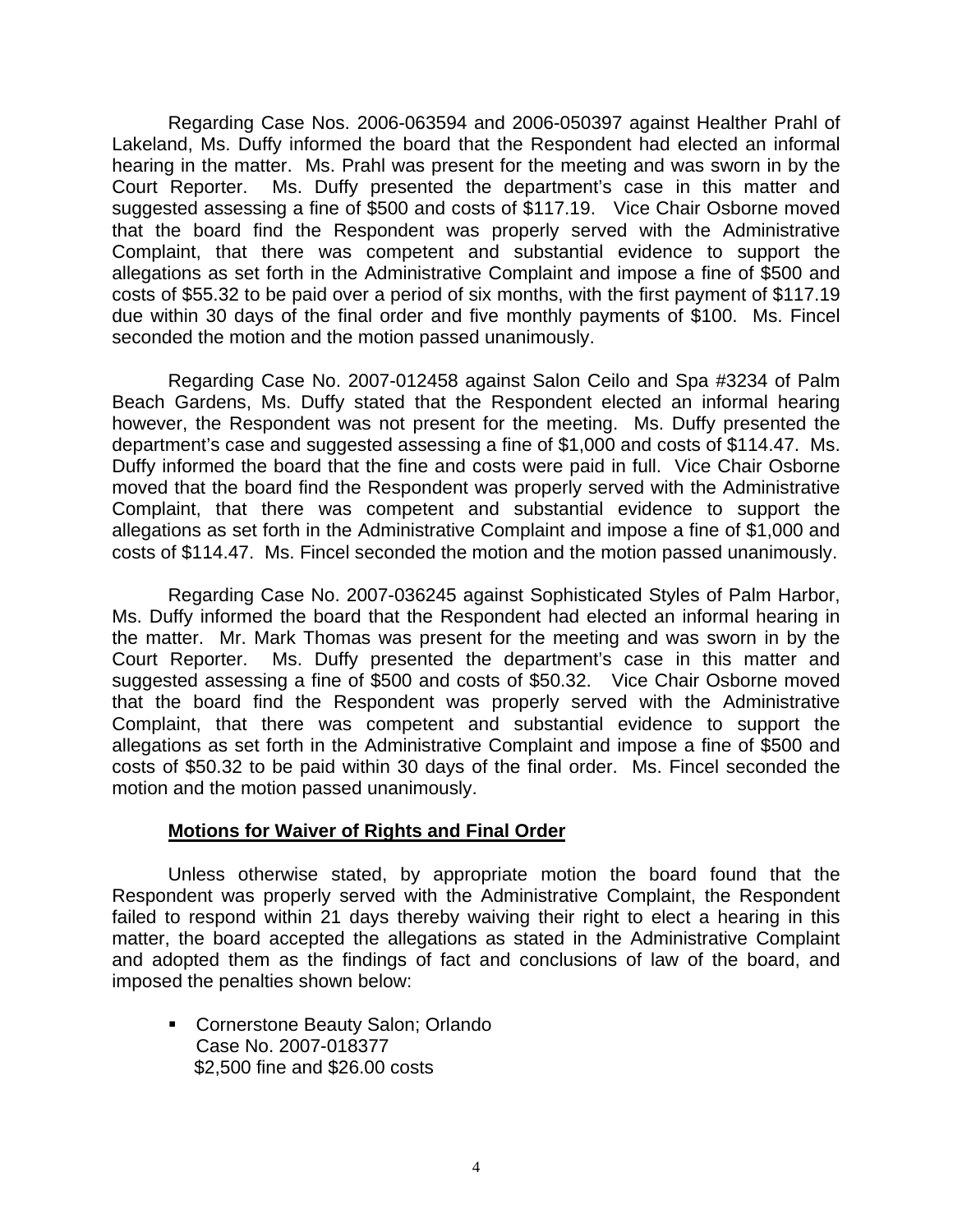Regarding Case Nos. 2006-063594 and 2006-050397 against Healther Prahl of Lakeland, Ms. Duffy informed the board that the Respondent had elected an informal hearing in the matter. Ms. Prahl was present for the meeting and was sworn in by the Court Reporter. Ms. Duffy presented the department's case in this matter and suggested assessing a fine of $500 and costs of $117.19. Vice Chair Osborne moved that the board find the Respondent was properly served with the Administrative Complaint, that there was competent and substantial evidence to support the allegations as set forth in the Administrative Complaint and impose a fine of $500 and costs of $55.32 to be paid over a period of six months, with the first payment of $117.19 due within 30 days of the final order and five monthly payments of $100. Ms. Fincel seconded the motion and the motion passed unanimously.

Regarding Case No. 2007-012458 against Salon Ceilo and Spa #3234 of Palm Beach Gardens, Ms. Duffy stated that the Respondent elected an informal hearing however, the Respondent was not present for the meeting. Ms. Duffy presented the department's case and suggested assessing a fine of $1,000 and costs of $114.47. Ms. Duffy informed the board that the fine and costs were paid in full. Vice Chair Osborne moved that the board find the Respondent was properly served with the Administrative Complaint, that there was competent and substantial evidence to support the allegations as set forth in the Administrative Complaint and impose a fine of $1,000 and costs of $114.47. Ms. Fincel seconded the motion and the motion passed unanimously.

Regarding Case No. 2007-036245 against Sophisticated Styles of Palm Harbor, Ms. Duffy informed the board that the Respondent had elected an informal hearing in the matter. Mr. Mark Thomas was present for the meeting and was sworn in by the Court Reporter. Ms. Duffy presented the department's case in this matter and suggested assessing a fine of $500 and costs of $50.32. Vice Chair Osborne moved that the board find the Respondent was properly served with the Administrative Complaint, that there was competent and substantial evidence to support the allegations as set forth in the Administrative Complaint and impose a fine of $500 and costs of $50.32 to be paid within 30 days of the final order. Ms. Fincel seconded the motion and the motion passed unanimously.

**Motions for Waiver of Rights and Final Order**

Unless otherwise stated, by appropriate motion the board found that the Respondent was properly served with the Administrative Complaint, the Respondent failed to respond within 21 days thereby waiving their right to elect a hearing in this matter, the board accepted the allegations as stated in the Administrative Complaint and adopted them as the findings of fact and conclusions of law of the board, and imposed the penalties shown below:

- Cornerstone Beauty Salon; Orlando
  Case No. 2007-018377
  $2,500 fine and $26.00 costs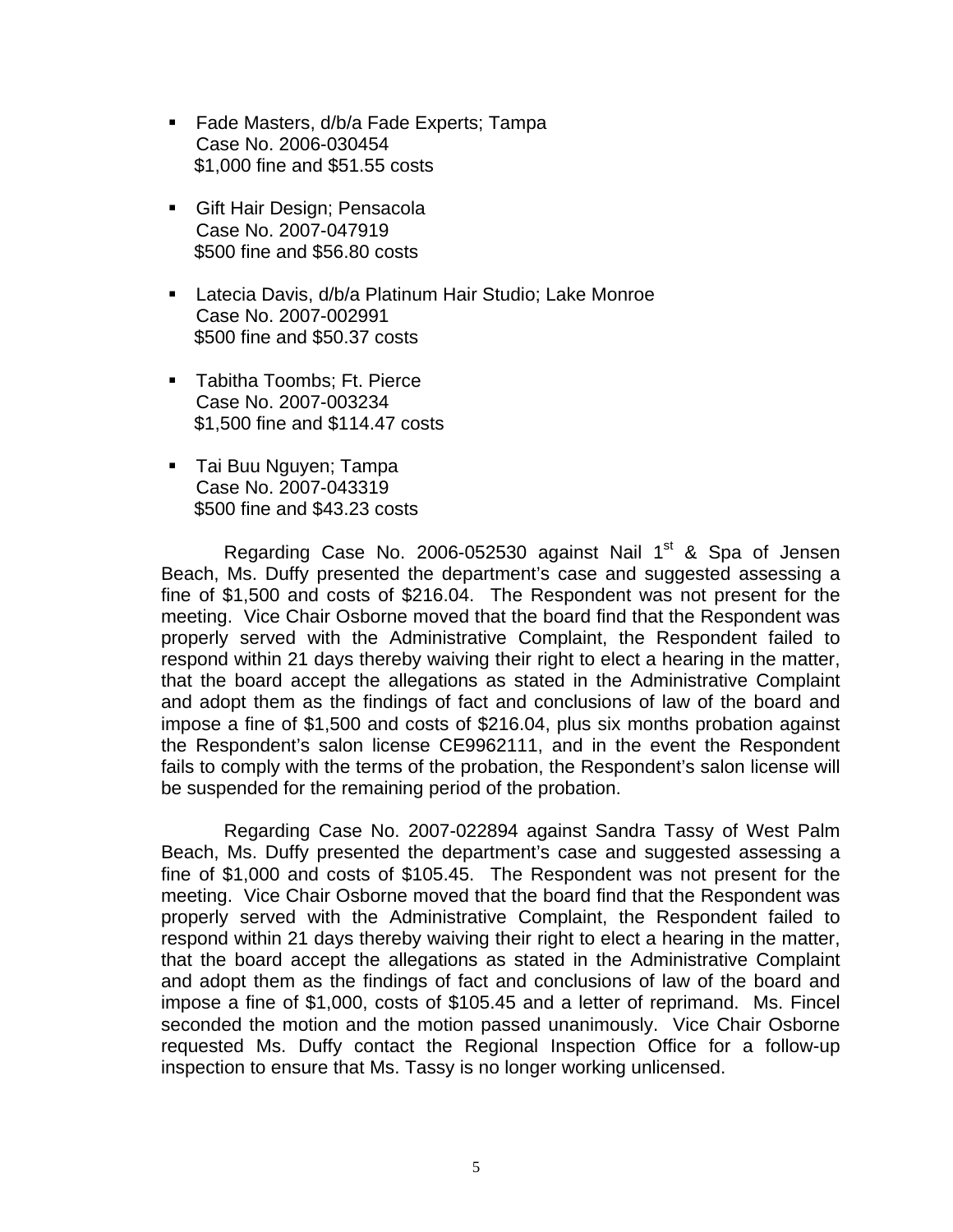- Fade Masters, d/b/a Fade Experts; Tampa
  Case No. 2006-030454
  $1,000 fine and $51.55 costs

- Gift Hair Design; Pensacola
  Case No. 2007-047919
  $500 fine and $56.80 costs

- Latecia Davis, d/b/a Platinum Hair Studio; Lake Monroe
  Case No. 2007-002991
  $500 fine and $50.37 costs

- Tabitha Toombs; Ft. Pierce
  Case No. 2007-003234
  $1,500 fine and $114.47 costs

- Tai Buu Nguyen; Tampa
  Case No. 2007-043319
  $500 fine and $43.23 costs

Regarding Case No. 2006-052530 against Nail 1st & Spa of Jensen Beach, Ms. Duffy presented the department's case and suggested assessing a fine of $1,500 and costs of $216.04. The Respondent was not present for the meeting. Vice Chair Osborne moved that the board find that the Respondent was properly served with the Administrative Complaint, the Respondent failed to respond within 21 days thereby waiving their right to elect a hearing in the matter, that the board accept the allegations as stated in the Administrative Complaint and adopt them as the findings of fact and conclusions of law of the board and impose a fine of $1,500 and costs of $216.04, plus six months probation against the Respondent's salon license CE9962111, and in the event the Respondent fails to comply with the terms of the probation, the Respondent's salon license will be suspended for the remaining period of the probation.

Regarding Case No. 2007-022894 against Sandra Tassy of West Palm Beach, Ms. Duffy presented the department's case and suggested assessing a fine of $1,000 and costs of $105.45. The Respondent was not present for the meeting. Vice Chair Osborne moved that the board find that the Respondent was properly served with the Administrative Complaint, the Respondent failed to respond within 21 days thereby waiving their right to elect a hearing in the matter, that the board accept the allegations as stated in the Administrative Complaint and adopt them as the findings of fact and conclusions of law of the board and impose a fine of $1,000, costs of $105.45 and a letter of reprimand. Ms. Fincel seconded the motion and the motion passed unanimously. Vice Chair Osborne requested Ms. Duffy contact the Regional Inspection Office for a follow-up inspection to ensure that Ms. Tassy is no longer working unlicensed.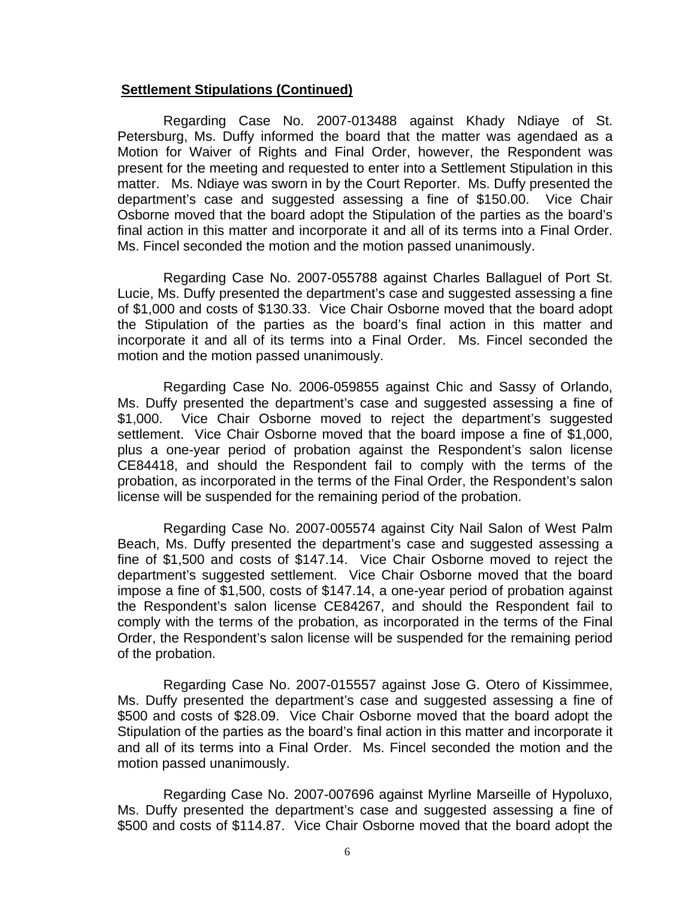**Settlement Stipulations (Continued)**

Regarding Case No. 2007-013488 against Khady Ndiaye of St. Petersburg, Ms. Duffy informed the board that the matter was agendaed as a Motion for Waiver of Rights and Final Order, however, the Respondent was present for the meeting and requested to enter into a Settlement Stipulation in this matter. Ms. Ndiaye was sworn in by the Court Reporter. Ms. Duffy presented the department's case and suggested assessing a fine of $150.00. Vice Chair Osborne moved that the board adopt the Stipulation of the parties as the board's final action in this matter and incorporate it and all of its terms into a Final Order. Ms. Fincel seconded the motion and the motion passed unanimously.

Regarding Case No. 2007-055788 against Charles Ballaguel of Port St. Lucie, Ms. Duffy presented the department's case and suggested assessing a fine of $1,000 and costs of $130.33. Vice Chair Osborne moved that the board adopt the Stipulation of the parties as the board's final action in this matter and incorporate it and all of its terms into a Final Order. Ms. Fincel seconded the motion and the motion passed unanimously.

Regarding Case No. 2006-059855 against Chic and Sassy of Orlando, Ms. Duffy presented the department's case and suggested assessing a fine of $1,000. Vice Chair Osborne moved to reject the department's suggested settlement. Vice Chair Osborne moved that the board impose a fine of $1,000, plus a one-year period of probation against the Respondent's salon license CE84418, and should the Respondent fail to comply with the terms of the probation, as incorporated in the terms of the Final Order, the Respondent's salon license will be suspended for the remaining period of the probation.

Regarding Case No. 2007-005574 against City Nail Salon of West Palm Beach, Ms. Duffy presented the department's case and suggested assessing a fine of $1,500 and costs of $147.14. Vice Chair Osborne moved to reject the department's suggested settlement. Vice Chair Osborne moved that the board impose a fine of $1,500, costs of $147.14, a one-year period of probation against the Respondent's salon license CE84267, and should the Respondent fail to comply with the terms of the probation, as incorporated in the terms of the Final Order, the Respondent's salon license will be suspended for the remaining period of the probation.

Regarding Case No. 2007-015557 against Jose G. Otero of Kissimmee, Ms. Duffy presented the department's case and suggested assessing a fine of $500 and costs of $28.09. Vice Chair Osborne moved that the board adopt the Stipulation of the parties as the board's final action in this matter and incorporate it and all of its terms into a Final Order. Ms. Fincel seconded the motion and the motion passed unanimously.

Regarding Case No. 2007-007696 against Myrline Marseille of Hypoluxo, Ms. Duffy presented the department's case and suggested assessing a fine of $500 and costs of $114.87. Vice Chair Osborne moved that the board adopt the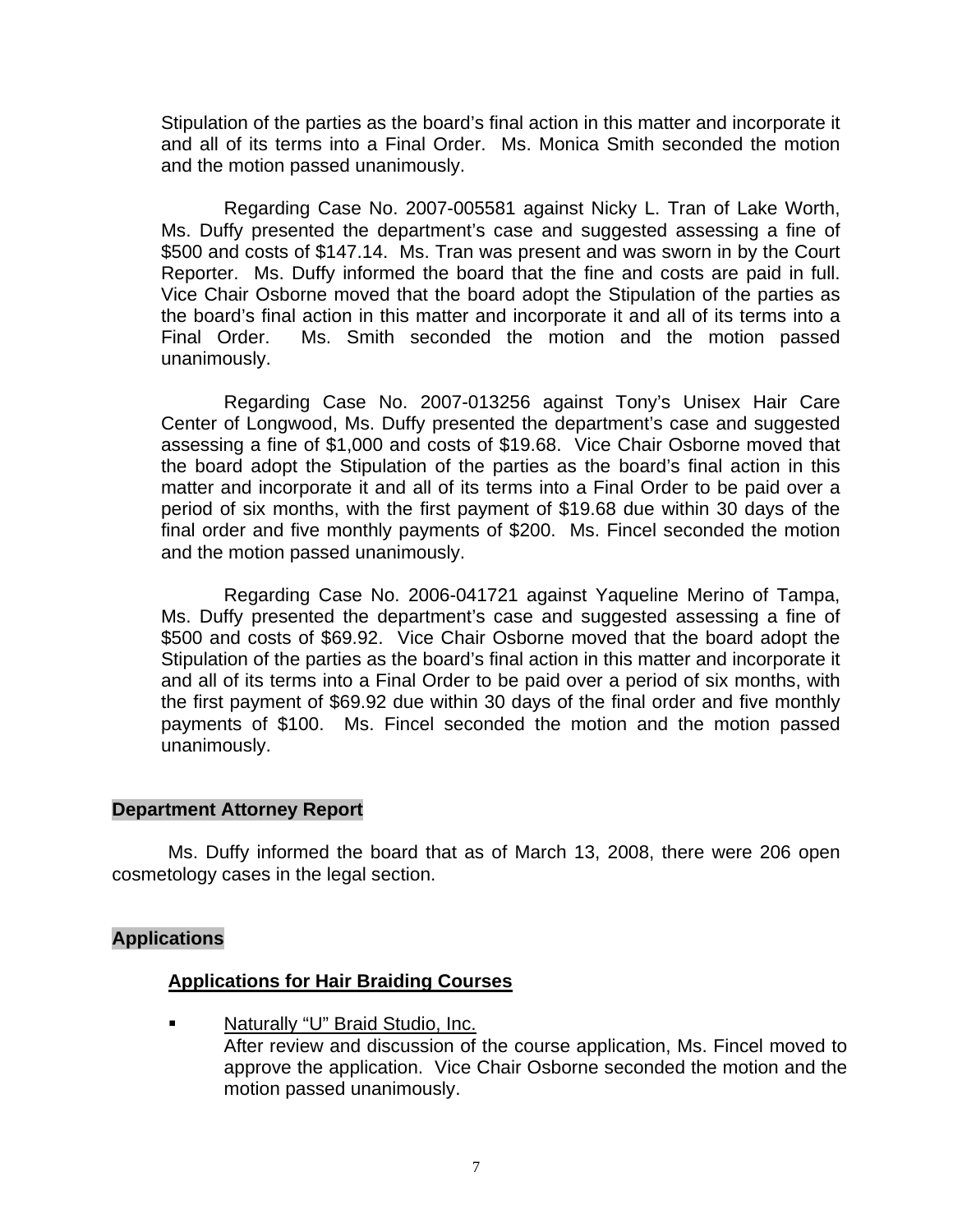Stipulation of the parties as the board's final action in this matter and incorporate it and all of its terms into a Final Order. Ms. Monica Smith seconded the motion and the motion passed unanimously.

Regarding Case No. 2007-005581 against Nicky L. Tran of Lake Worth, Ms. Duffy presented the department's case and suggested assessing a fine of $500 and costs of $147.14. Ms. Tran was present and was sworn in by the Court Reporter. Ms. Duffy informed the board that the fine and costs are paid in full. Vice Chair Osborne moved that the board adopt the Stipulation of the parties as the board's final action in this matter and incorporate it and all of its terms into a Final Order. Ms. Smith seconded the motion and the motion passed unanimously.

Regarding Case No. 2007-013256 against Tony's Unisex Hair Care Center of Longwood, Ms. Duffy presented the department's case and suggested assessing a fine of $1,000 and costs of $19.68. Vice Chair Osborne moved that the board adopt the Stipulation of the parties as the board's final action in this matter and incorporate it and all of its terms into a Final Order to be paid over a period of six months, with the first payment of $19.68 due within 30 days of the final order and five monthly payments of $200. Ms. Fincel seconded the motion and the motion passed unanimously.

Regarding Case No. 2006-041721 against Yaqueline Merino of Tampa, Ms. Duffy presented the department's case and suggested assessing a fine of $500 and costs of $69.92. Vice Chair Osborne moved that the board adopt the Stipulation of the parties as the board's final action in this matter and incorporate it and all of its terms into a Final Order to be paid over a period of six months, with the first payment of $69.92 due within 30 days of the final order and five monthly payments of $100. Ms. Fincel seconded the motion and the motion passed unanimously.

**Department Attorney Report**

Ms. Duffy informed the board that as of March 13, 2008, there were 206 open cosmetology cases in the legal section.

**Applications**

**Applications for Hair Braiding Courses**

- Naturally "U" Braid Studio, Inc.
  After review and discussion of the course application, Ms. Fincel moved to approve the application. Vice Chair Osborne seconded the motion and the motion passed unanimously.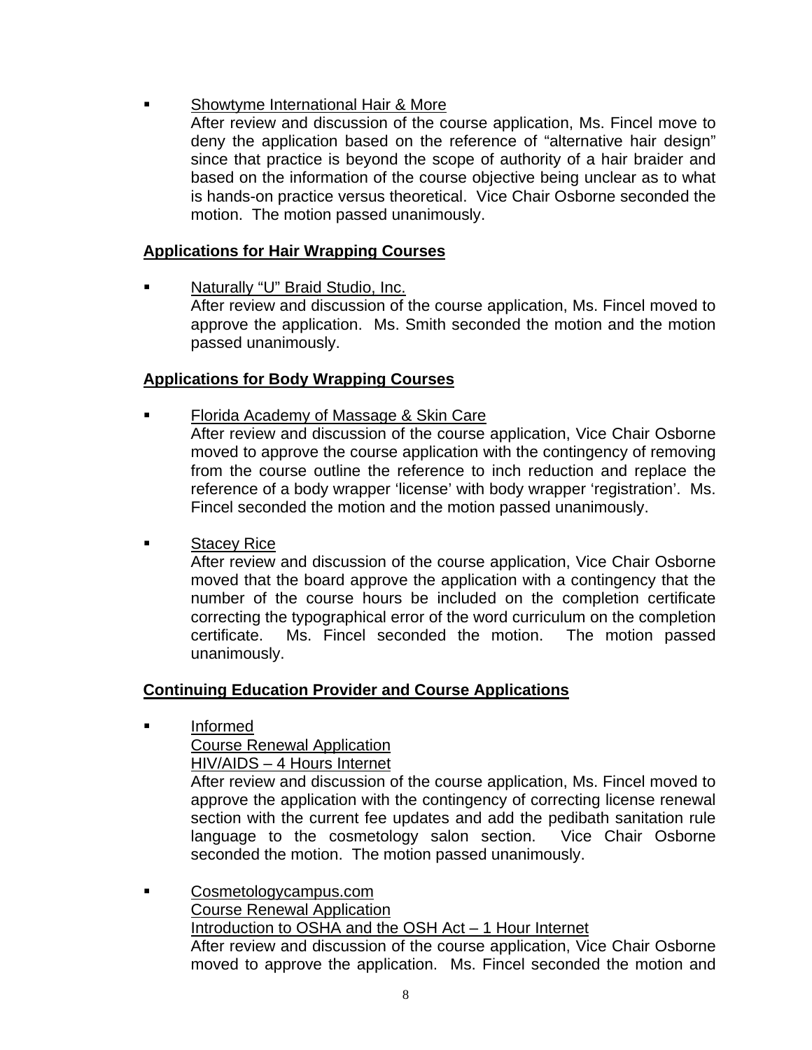- Showtyme International Hair & More
  After review and discussion of the course application, Ms. Fincel move to deny the application based on the reference of "alternative hair design" since that practice is beyond the scope of authority of a hair braider and based on the information of the course objective being unclear as to what is hands-on practice versus theoretical. Vice Chair Osborne seconded the motion. The motion passed unanimously.

**Applications for Hair Wrapping Courses**

- Naturally "U" Braid Studio, Inc.
  After review and discussion of the course application, Ms. Fincel moved to approve the application. Ms. Smith seconded the motion and the motion passed unanimously.

**Applications for Body Wrapping Courses**

- Florida Academy of Massage & Skin Care
  After review and discussion of the course application, Vice Chair Osborne moved to approve the course application with the contingency of removing from the course outline the reference to inch reduction and replace the reference of a body wrapper 'license' with body wrapper 'registration'. Ms. Fincel seconded the motion and the motion passed unanimously.

- Stacey Rice
  After review and discussion of the course application, Vice Chair Osborne moved that the board approve the application with a contingency that the number of the course hours be included on the completion certificate correcting the typographical error of the word curriculum on the completion certificate. Ms. Fincel seconded the motion. The motion passed unanimously.

**Continuing Education Provider and Course Applications**

- Informed
  Course Renewal Application
  HIV/AIDS – 4 Hours Internet
  After review and discussion of the course application, Ms. Fincel moved to approve the application with the contingency of correcting license renewal section with the current fee updates and add the pedibath sanitation rule language to the cosmetology salon section. Vice Chair Osborne seconded the motion. The motion passed unanimously.

- Cosmetologycampus.com
  Course Renewal Application
  Introduction to OSHA and the OSH Act – 1 Hour Internet
  After review and discussion of the course application, Vice Chair Osborne moved to approve the application. Ms. Fincel seconded the motion and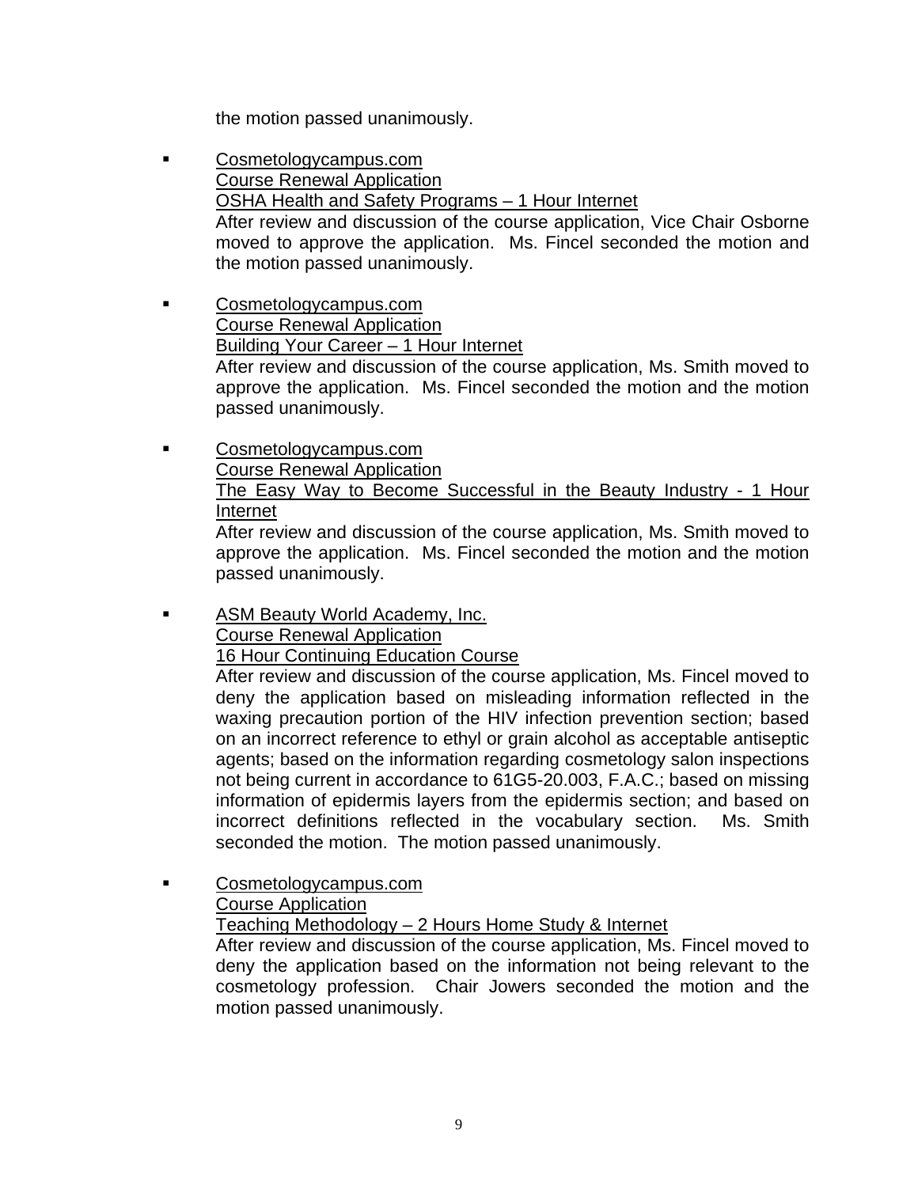the motion passed unanimously.

- Cosmetologycampus.com
  Course Renewal Application
  OSHA Health and Safety Programs – 1 Hour Internet
  After review and discussion of the course application, Vice Chair Osborne moved to approve the application. Ms. Fincel seconded the motion and the motion passed unanimously.

- Cosmetologycampus.com
  Course Renewal Application
  Building Your Career – 1 Hour Internet
  After review and discussion of the course application, Ms. Smith moved to approve the application. Ms. Fincel seconded the motion and the motion passed unanimously.

- Cosmetologycampus.com
  Course Renewal Application
  The Easy Way to Become Successful in the Beauty Industry - 1 Hour Internet
  After review and discussion of the course application, Ms. Smith moved to approve the application. Ms. Fincel seconded the motion and the motion passed unanimously.

- ASM Beauty World Academy, Inc.
  Course Renewal Application
  16 Hour Continuing Education Course
  After review and discussion of the course application, Ms. Fincel moved to deny the application based on misleading information reflected in the waxing precaution portion of the HIV infection prevention section; based on an incorrect reference to ethyl or grain alcohol as acceptable antiseptic agents; based on the information regarding cosmetology salon inspections not being current in accordance to 61G5-20.003, F.A.C.; based on missing information of epidermis layers from the epidermis section; and based on incorrect definitions reflected in the vocabulary section. Ms. Smith seconded the motion. The motion passed unanimously.

- Cosmetologycampus.com
  Course Application
  Teaching Methodology – 2 Hours Home Study & Internet
  After review and discussion of the course application, Ms. Fincel moved to deny the application based on the information not being relevant to the cosmetology profession. Chair Jowers seconded the motion and the motion passed unanimously.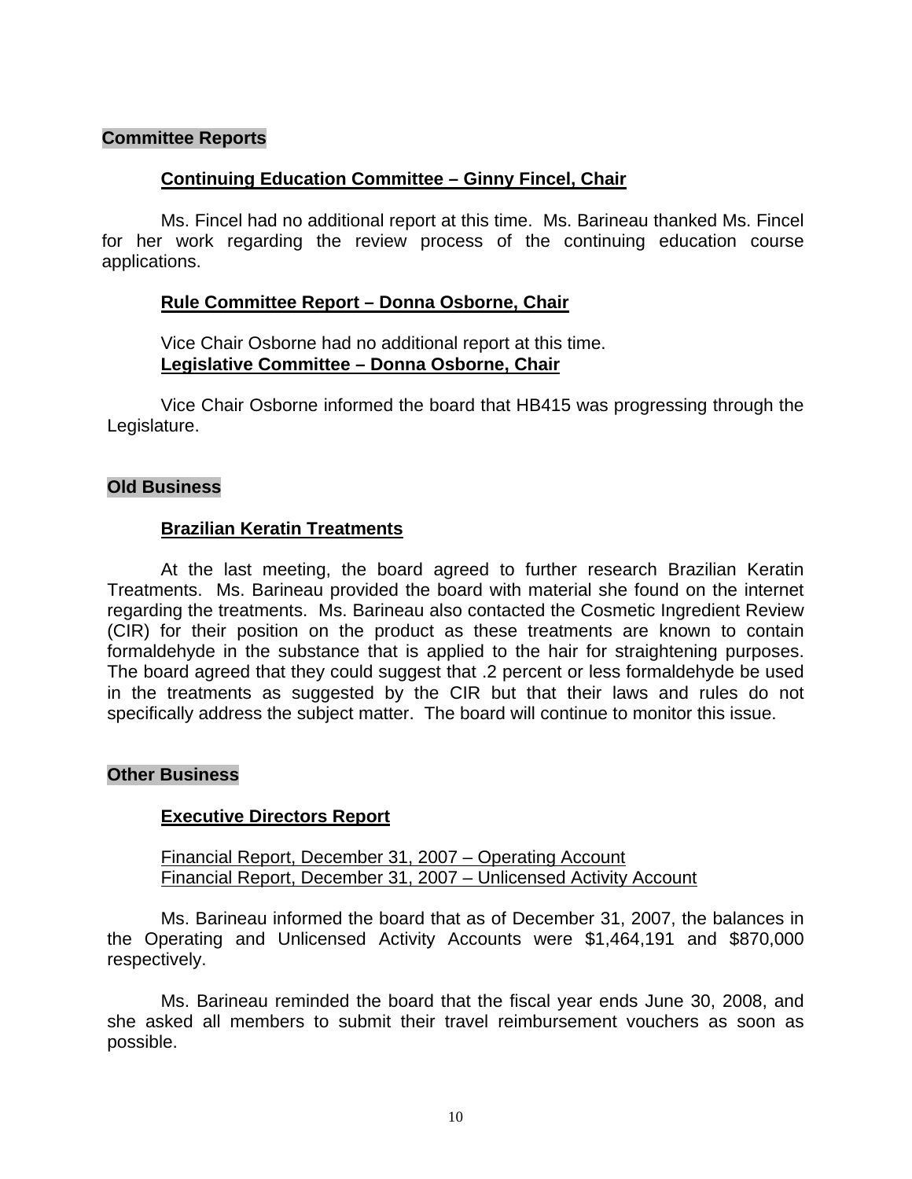## Committee Reports

### Continuing Education Committee – Ginny Fincel, Chair

Ms. Fincel had no additional report at this time. Ms. Barineau thanked Ms. Fincel for her work regarding the review process of the continuing education course applications.

### Rule Committee Report – Donna Osborne, Chair

Vice Chair Osborne had no additional report at this time.

### Legislative Committee – Donna Osborne, Chair

Vice Chair Osborne informed the board that HB415 was progressing through the Legislature.

## Old Business

### Brazilian Keratin Treatments

At the last meeting, the board agreed to further research Brazilian Keratin Treatments. Ms. Barineau provided the board with material she found on the internet regarding the treatments. Ms. Barineau also contacted the Cosmetic Ingredient Review (CIR) for their position on the product as these treatments are known to contain formaldehyde in the substance that is applied to the hair for straightening purposes. The board agreed that they could suggest that .2 percent or less formaldehyde be used in the treatments as suggested by the CIR but that their laws and rules do not specifically address the subject matter. The board will continue to monitor this issue.

## Other Business

### Executive Directors Report

Financial Report, December 31, 2007 – Operating Account
Financial Report, December 31, 2007 – Unlicensed Activity Account

Ms. Barineau informed the board that as of December 31, 2007, the balances in the Operating and Unlicensed Activity Accounts were $1,464,191 and $870,000 respectively.

Ms. Barineau reminded the board that the fiscal year ends June 30, 2008, and she asked all members to submit their travel reimbursement vouchers as soon as possible.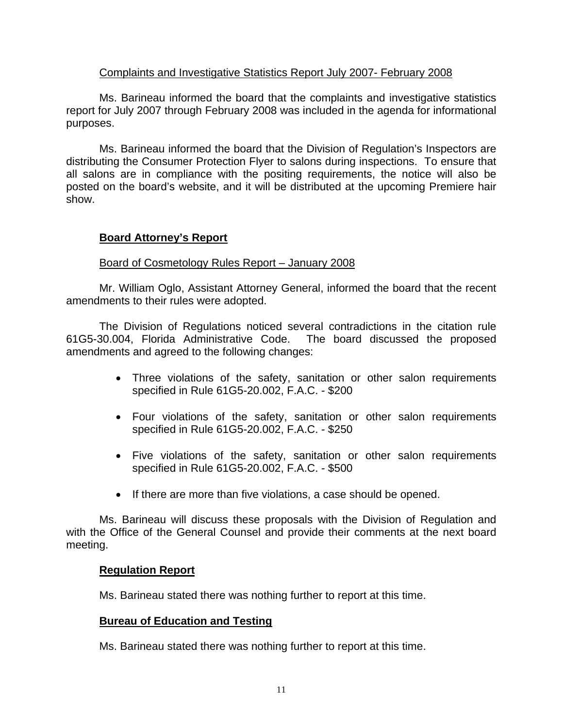Complaints and Investigative Statistics Report July 2007- February 2008

Ms. Barineau informed the board that the complaints and investigative statistics report for July 2007 through February 2008 was included in the agenda for informational purposes.

Ms. Barineau informed the board that the Division of Regulation's Inspectors are distributing the Consumer Protection Flyer to salons during inspections. To ensure that all salons are in compliance with the positing requirements, the notice will also be posted on the board's website, and it will be distributed at the upcoming Premiere hair show.

## Board Attorney's Report

Board of Cosmetology Rules Report – January 2008

Mr. William Oglo, Assistant Attorney General, informed the board that the recent amendments to their rules were adopted.

The Division of Regulations noticed several contradictions in the citation rule 61G5-30.004, Florida Administrative Code. The board discussed the proposed amendments and agreed to the following changes:

- Three violations of the safety, sanitation or other salon requirements specified in Rule 61G5-20.002, F.A.C. - $200
- Four violations of the safety, sanitation or other salon requirements specified in Rule 61G5-20.002, F.A.C. - $250
- Five violations of the safety, sanitation or other salon requirements specified in Rule 61G5-20.002, F.A.C. - $500
- If there are more than five violations, a case should be opened.

Ms. Barineau will discuss these proposals with the Division of Regulation and with the Office of the General Counsel and provide their comments at the next board meeting.

## Regulation Report

Ms. Barineau stated there was nothing further to report at this time.

## Bureau of Education and Testing

Ms. Barineau stated there was nothing further to report at this time.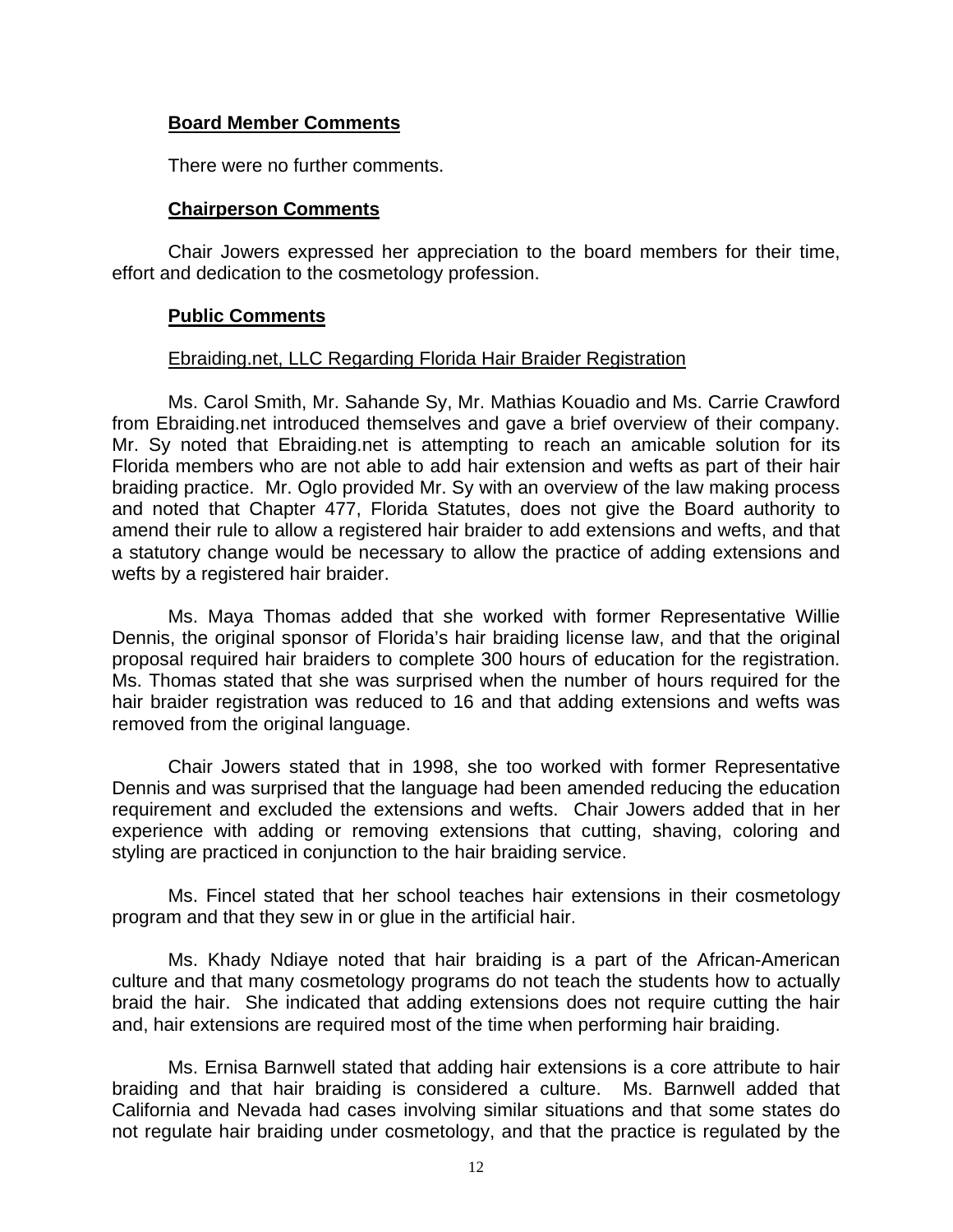**Board Member Comments**

There were no further comments.

**Chairperson Comments**

Chair Jowers expressed her appreciation to the board members for their time, effort and dedication to the cosmetology profession.

**Public Comments**

Ebraiding.net, LLC Regarding Florida Hair Braider Registration

Ms. Carol Smith, Mr. Sahande Sy, Mr. Mathias Kouadio and Ms. Carrie Crawford from Ebraiding.net introduced themselves and gave a brief overview of their company. Mr. Sy noted that Ebraiding.net is attempting to reach an amicable solution for its Florida members who are not able to add hair extension and wefts as part of their hair braiding practice. Mr. Oglo provided Mr. Sy with an overview of the law making process and noted that Chapter 477, Florida Statutes, does not give the Board authority to amend their rule to allow a registered hair braider to add extensions and wefts, and that a statutory change would be necessary to allow the practice of adding extensions and wefts by a registered hair braider.

Ms. Maya Thomas added that she worked with former Representative Willie Dennis, the original sponsor of Florida's hair braiding license law, and that the original proposal required hair braiders to complete 300 hours of education for the registration. Ms. Thomas stated that she was surprised when the number of hours required for the hair braider registration was reduced to 16 and that adding extensions and wefts was removed from the original language.

Chair Jowers stated that in 1998, she too worked with former Representative Dennis and was surprised that the language had been amended reducing the education requirement and excluded the extensions and wefts. Chair Jowers added that in her experience with adding or removing extensions that cutting, shaving, coloring and styling are practiced in conjunction to the hair braiding service.

Ms. Fincel stated that her school teaches hair extensions in their cosmetology program and that they sew in or glue in the artificial hair.

Ms. Khady Ndiaye noted that hair braiding is a part of the African-American culture and that many cosmetology programs do not teach the students how to actually braid the hair. She indicated that adding extensions does not require cutting the hair and, hair extensions are required most of the time when performing hair braiding.

Ms. Ernisa Barnwell stated that adding hair extensions is a core attribute to hair braiding and that hair braiding is considered a culture. Ms. Barnwell added that California and Nevada had cases involving similar situations and that some states do not regulate hair braiding under cosmetology, and that the practice is regulated by the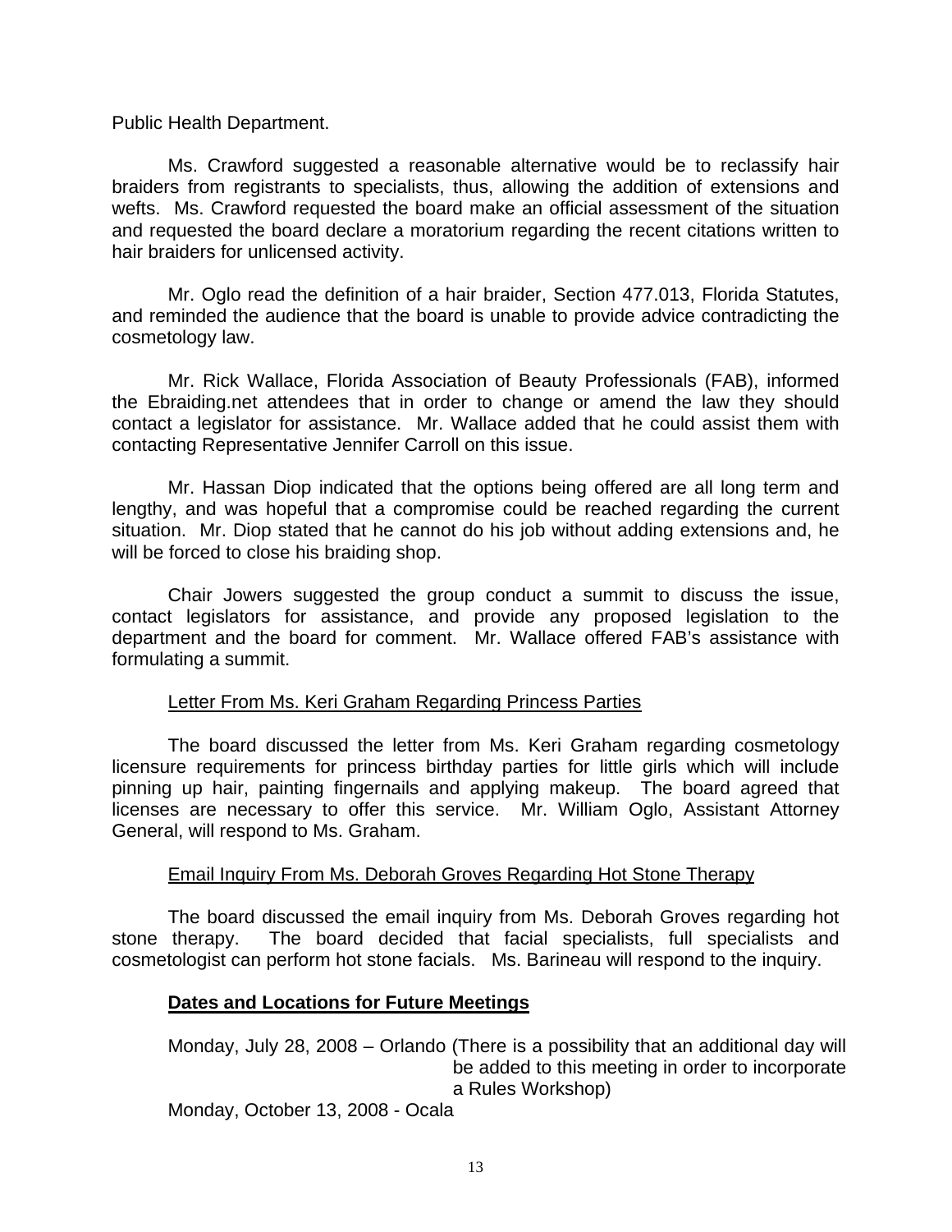Public Health Department.

Ms. Crawford suggested a reasonable alternative would be to reclassify hair braiders from registrants to specialists, thus, allowing the addition of extensions and wefts. Ms. Crawford requested the board make an official assessment of the situation and requested the board declare a moratorium regarding the recent citations written to hair braiders for unlicensed activity.

Mr. Oglo read the definition of a hair braider, Section 477.013, Florida Statutes, and reminded the audience that the board is unable to provide advice contradicting the cosmetology law.

Mr. Rick Wallace, Florida Association of Beauty Professionals (FAB), informed the Ebraiding.net attendees that in order to change or amend the law they should contact a legislator for assistance. Mr. Wallace added that he could assist them with contacting Representative Jennifer Carroll on this issue.

Mr. Hassan Diop indicated that the options being offered are all long term and lengthy, and was hopeful that a compromise could be reached regarding the current situation. Mr. Diop stated that he cannot do his job without adding extensions and, he will be forced to close his braiding shop.

Chair Jowers suggested the group conduct a summit to discuss the issue, contact legislators for assistance, and provide any proposed legislation to the department and the board for comment. Mr. Wallace offered FAB's assistance with formulating a summit.

<u>Letter From Ms. Keri Graham Regarding Princess Parties</u>

The board discussed the letter from Ms. Keri Graham regarding cosmetology licensure requirements for princess birthday parties for little girls which will include pinning up hair, painting fingernails and applying makeup. The board agreed that licenses are necessary to offer this service. Mr. William Oglo, Assistant Attorney General, will respond to Ms. Graham.

<u>Email Inquiry From Ms. Deborah Groves Regarding Hot Stone Therapy</u>

The board discussed the email inquiry from Ms. Deborah Groves regarding hot stone therapy. The board decided that facial specialists, full specialists and cosmetologist can perform hot stone facials. Ms. Barineau will respond to the inquiry.

**<u>Dates and Locations for Future Meetings</u>**

Monday, July 28, 2008 – Orlando (There is a possibility that an additional day will be added to this meeting in order to incorporate a Rules Workshop)

Monday, October 13, 2008 - Ocala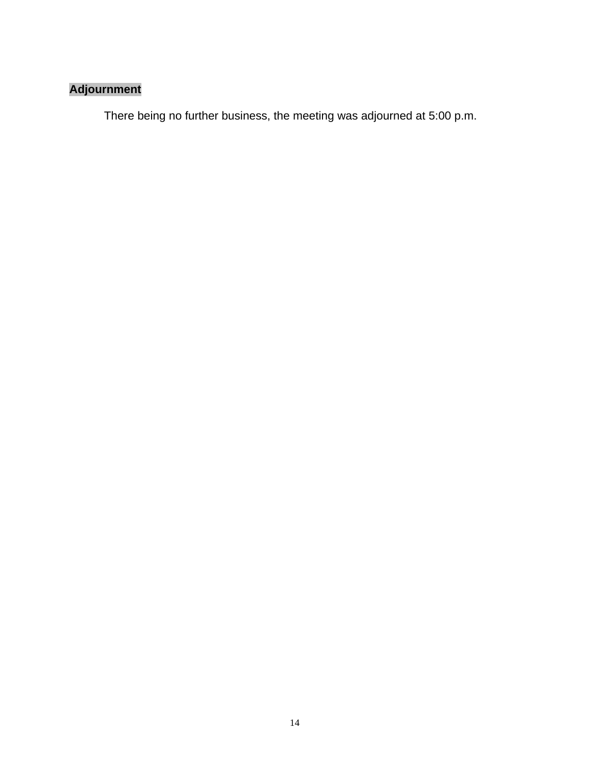**Adjournment**

There being no further business, the meeting was adjourned at 5:00 p.m.